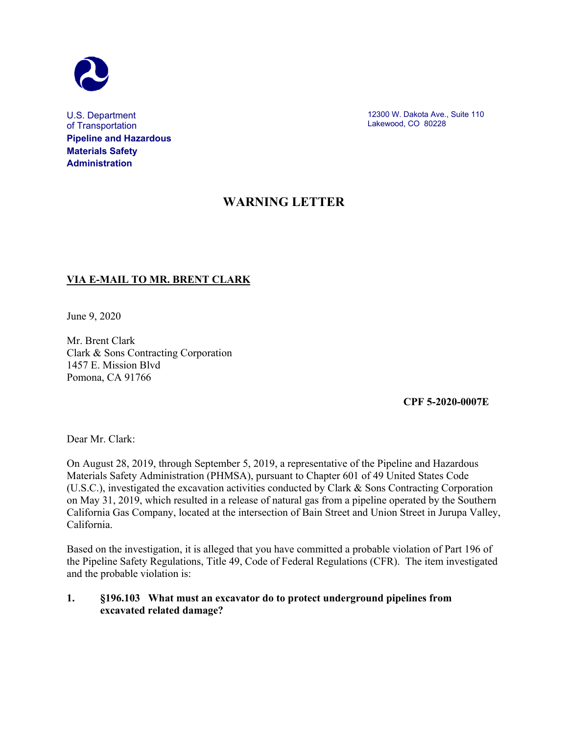U.S. Department of Transportation
**Pipeline and Hazardous Materials Safety Administration**

12300 W. Dakota Ave., Suite 110
Lakewood, CO 80228

# WARNING LETTER

**VIA E-MAIL TO MR. BRENT CLARK**

June 9, 2020

Mr. Brent Clark
Clark & Sons Contracting Corporation
1457 E. Mission Blvd
Pomona, CA 91766

**CPF 5-2020-0007E**

Dear Mr. Clark:

On August 28, 2019, through September 5, 2019, a representative of the Pipeline and Hazardous Materials Safety Administration (PHMSA), pursuant to Chapter 601 of 49 United States Code (U.S.C.), investigated the excavation activities conducted by Clark & Sons Contracting Corporation on May 31, 2019, which resulted in a release of natural gas from a pipeline operated by the Southern California Gas Company, located at the intersection of Bain Street and Union Street in Jurupa Valley, California.

Based on the investigation, it is alleged that you have committed a probable violation of Part 196 of the Pipeline Safety Regulations, Title 49, Code of Federal Regulations (CFR). The item investigated and the probable violation is:

**1. §196.103 What must an excavator do to protect underground pipelines from excavated related damage?**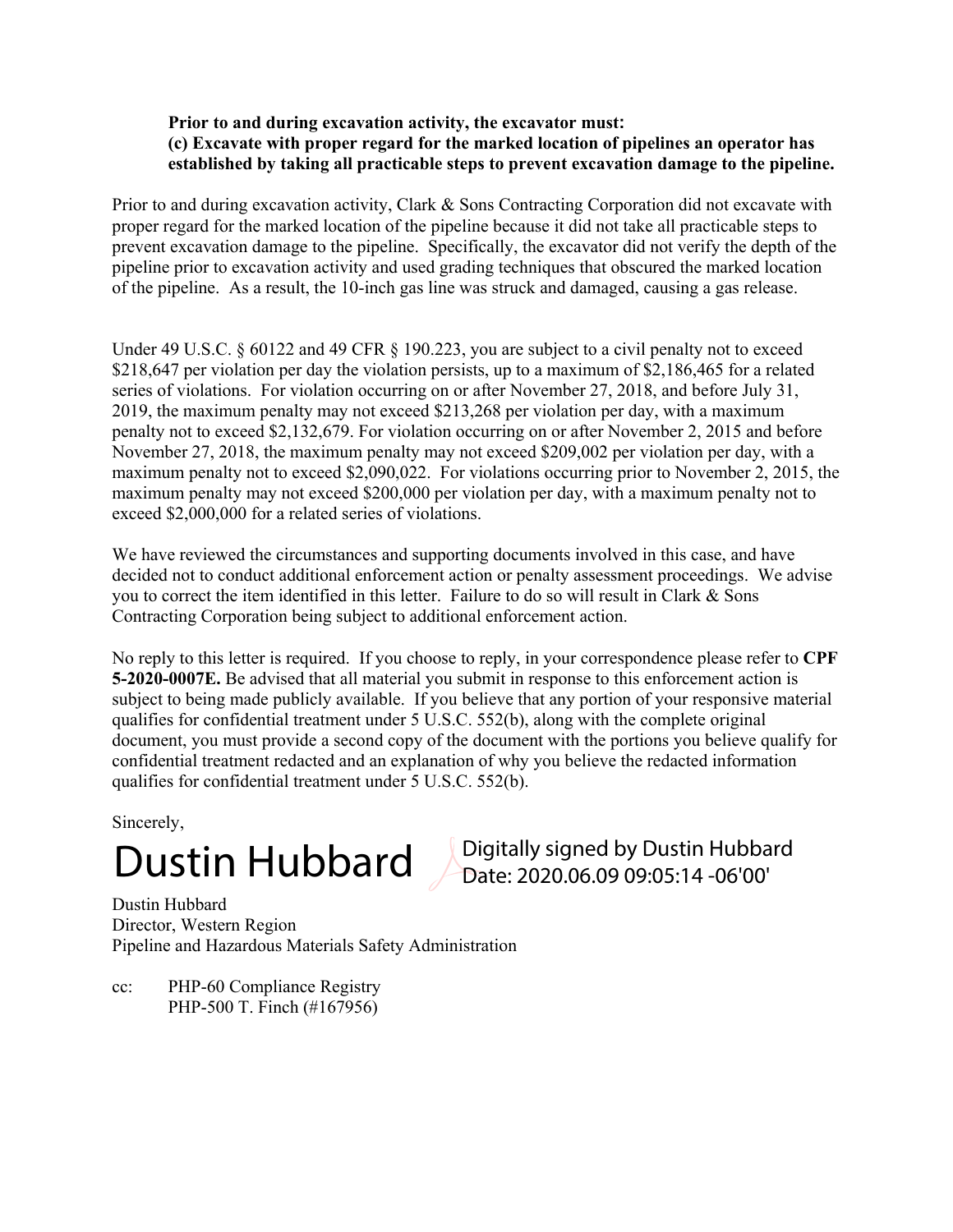**Prior to and during excavation activity, the excavator must:**
**(c) Excavate with proper regard for the marked location of pipelines an operator has established by taking all practicable steps to prevent excavation damage to the pipeline.**

Prior to and during excavation activity, Clark & Sons Contracting Corporation did not excavate with proper regard for the marked location of the pipeline because it did not take all practicable steps to prevent excavation damage to the pipeline. Specifically, the excavator did not verify the depth of the pipeline prior to excavation activity and used grading techniques that obscured the marked location of the pipeline. As a result, the 10-inch gas line was struck and damaged, causing a gas release.

Under 49 U.S.C. § 60122 and 49 CFR § 190.223, you are subject to a civil penalty not to exceed $218,647 per violation per day the violation persists, up to a maximum of $2,186,465 for a related series of violations. For violation occurring on or after November 27, 2018, and before July 31, 2019, the maximum penalty may not exceed $213,268 per violation per day, with a maximum penalty not to exceed $2,132,679. For violation occurring on or after November 2, 2015 and before November 27, 2018, the maximum penalty may not exceed $209,002 per violation per day, with a maximum penalty not to exceed $2,090,022. For violations occurring prior to November 2, 2015, the maximum penalty may not exceed $200,000 per violation per day, with a maximum penalty not to exceed $2,000,000 for a related series of violations.

We have reviewed the circumstances and supporting documents involved in this case, and have decided not to conduct additional enforcement action or penalty assessment proceedings. We advise you to correct the item identified in this letter. Failure to do so will result in Clark & Sons Contracting Corporation being subject to additional enforcement action.

No reply to this letter is required. If you choose to reply, in your correspondence please refer to **CPF 5-2020-0007E.** Be advised that all material you submit in response to this enforcement action is subject to being made publicly available. If you believe that any portion of your responsive material qualifies for confidential treatment under 5 U.S.C. 552(b), along with the complete original document, you must provide a second copy of the document with the portions you believe qualify for confidential treatment redacted and an explanation of why you believe the redacted information qualifies for confidential treatment under 5 U.S.C. 552(b).

Sincerely,

Dustin Hubbard
Digitally signed by Dustin Hubbard
Date: 2020.06.09 09:05:14 -06'00'

Dustin Hubbard
Director, Western Region
Pipeline and Hazardous Materials Safety Administration

cc: PHP-60 Compliance Registry
PHP-500 T. Finch (#167956)